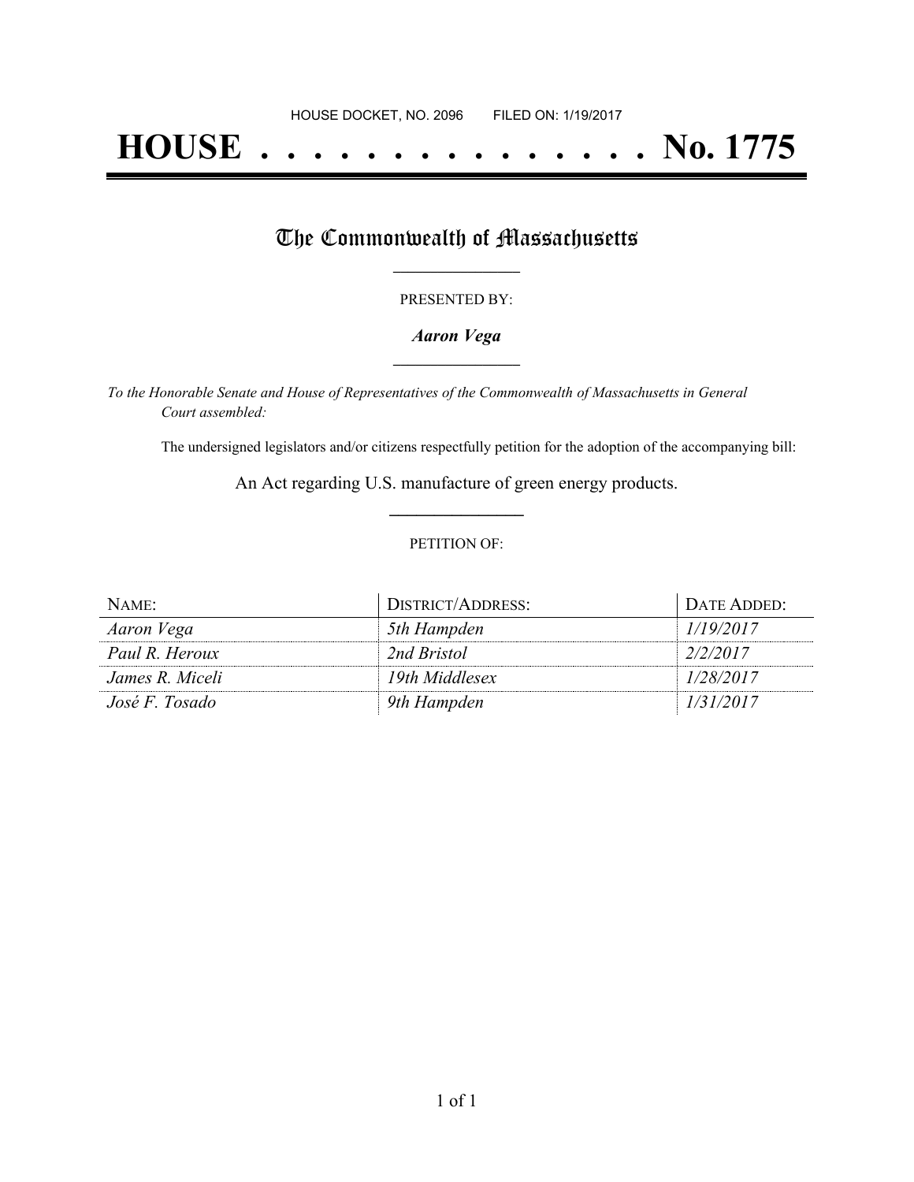HOUSE DOCKET, NO. 2096        FILED ON: 1/19/2017

# HOUSE . . . . . . . . . . . . . . . No. 1775

## The Commonwealth of Massachusetts

PRESENTED BY:

***Aaron Vega***

*To the Honorable Senate and House of Representatives of the Commonwealth of Massachusetts in General Court assembled:*

The undersigned legislators and/or citizens respectfully petition for the adoption of the accompanying bill:

An Act regarding U.S. manufacture of green energy products.

PETITION OF:

| NAME: | DISTRICT/ADDRESS: | DATE ADDED: |
|---|---|---|
| *Aaron Vega* | *5th Hampden* | *1/19/2017* |
| *Paul R. Heroux* | *2nd Bristol* | *2/2/2017* |
| *James R. Miceli* | *19th Middlesex* | *1/28/2017* |
| *José F. Tosado* | *9th Hampden* | *1/31/2017* |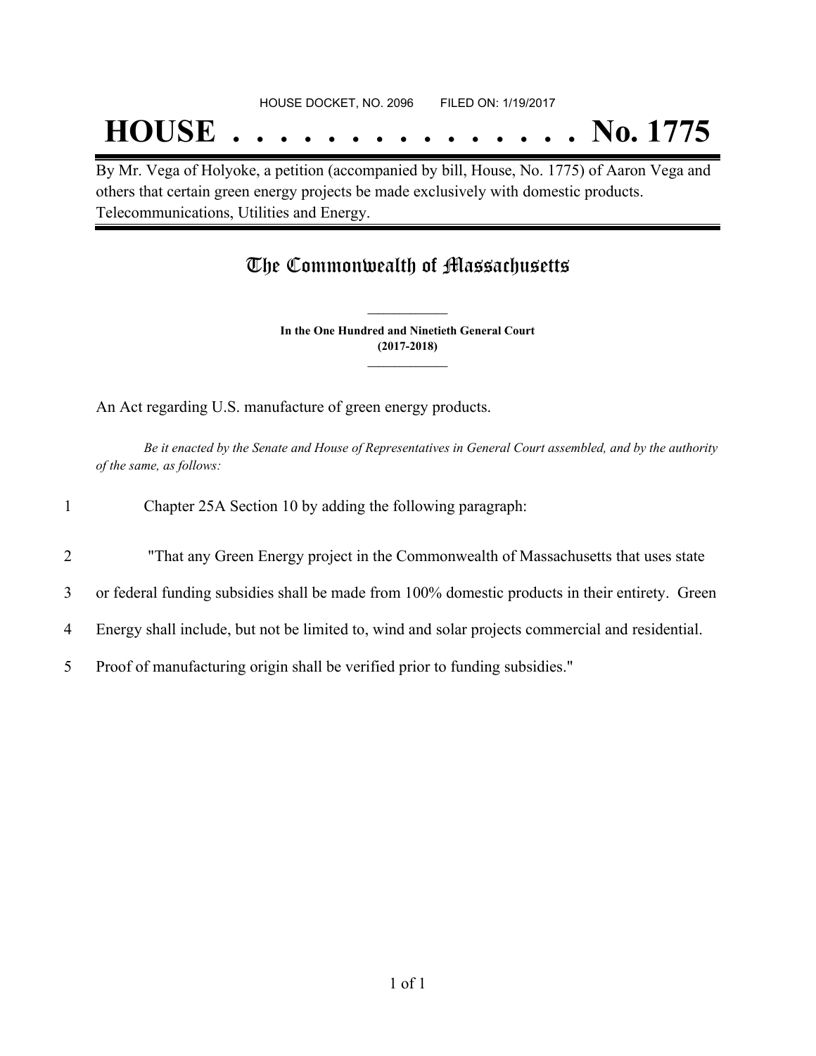HOUSE DOCKET, NO. 2096        FILED ON: 1/19/2017

# HOUSE . . . . . . . . . . . . . . . No. 1775

By Mr. Vega of Holyoke, a petition (accompanied by bill, House, No. 1775) of Aaron Vega and others that certain green energy projects be made exclusively with domestic products. Telecommunications, Utilities and Energy.

## The Commonwealth of Massachusetts

**In the One Hundred and Ninetieth General Court**
**(2017-2018)**

An Act regarding U.S. manufacture of green energy products.

*Be it enacted by the Senate and House of Representatives in General Court assembled, and by the authority of the same, as follows:*

1 Chapter 25A Section 10 by adding the following paragraph:

2 "That any Green Energy project in the Commonwealth of Massachusetts that uses state
3 or federal funding subsidies shall be made from 100% domestic products in their entirety. Green
4 Energy shall include, but not be limited to, wind and solar projects commercial and residential.
5 Proof of manufacturing origin shall be verified prior to funding subsidies."